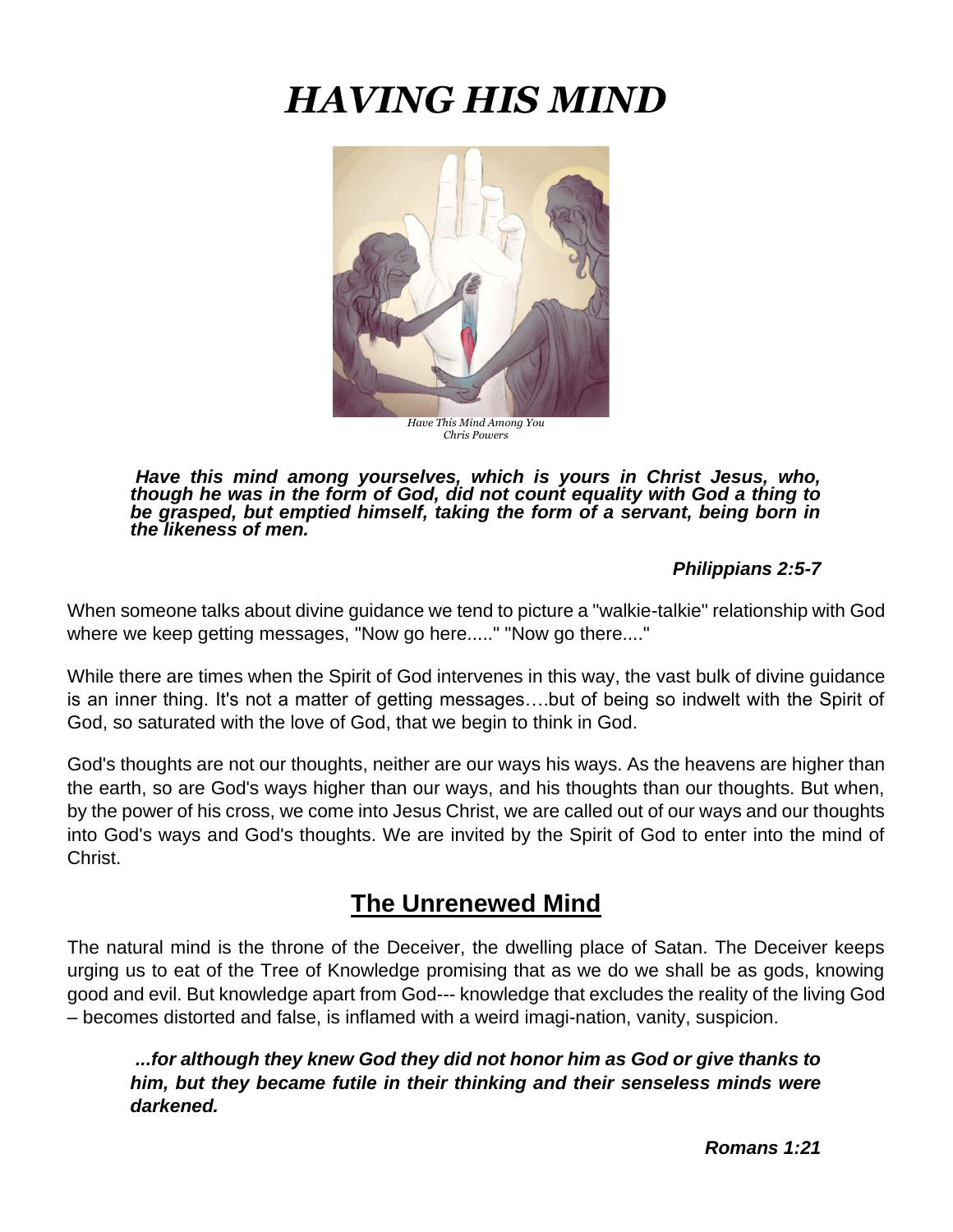# *HAVING HIS MIND*

*Have This Mind Among You*
*Chris Powers*

> ***Have this mind among yourselves, which is yours in Christ Jesus, who, though he was in the form of God, did not count equality with God a thing to be grasped, but emptied himself, taking the form of a servant, being born in the likeness of men.***
>
> ***Philippians 2:5-7***

When someone talks about divine guidance we tend to picture a "walkie-talkie" relationship with God where we keep getting messages, "Now go here....." "Now go there...."

While there are times when the Spirit of God intervenes in this way, the vast bulk of divine guidance is an inner thing. It's not a matter of getting messages….but of being so indwelt with the Spirit of God, so saturated with the love of God, that we begin to think in God.

God's thoughts are not our thoughts, neither are our ways his ways. As the heavens are higher than the earth, so are God's ways higher than our ways, and his thoughts than our thoughts. But when, by the power of his cross, we come into Jesus Christ, we are called out of our ways and our thoughts into God's ways and God's thoughts. We are invited by the Spirit of God to enter into the mind of Christ.

## **The Unrenewed Mind**

The natural mind is the throne of the Deceiver, the dwelling place of Satan. The Deceiver keeps urging us to eat of the Tree of Knowledge promising that as we do we shall be as gods, knowing good and evil. But knowledge apart from God--- knowledge that excludes the reality of the living God – becomes distorted and false, is inflamed with a weird imagi-nation, vanity, suspicion.

> ***...for although they knew God they did not honor him as God or give thanks to him, but they became futile in their thinking and their senseless minds were darkened.***
>
> ***Romans 1:21***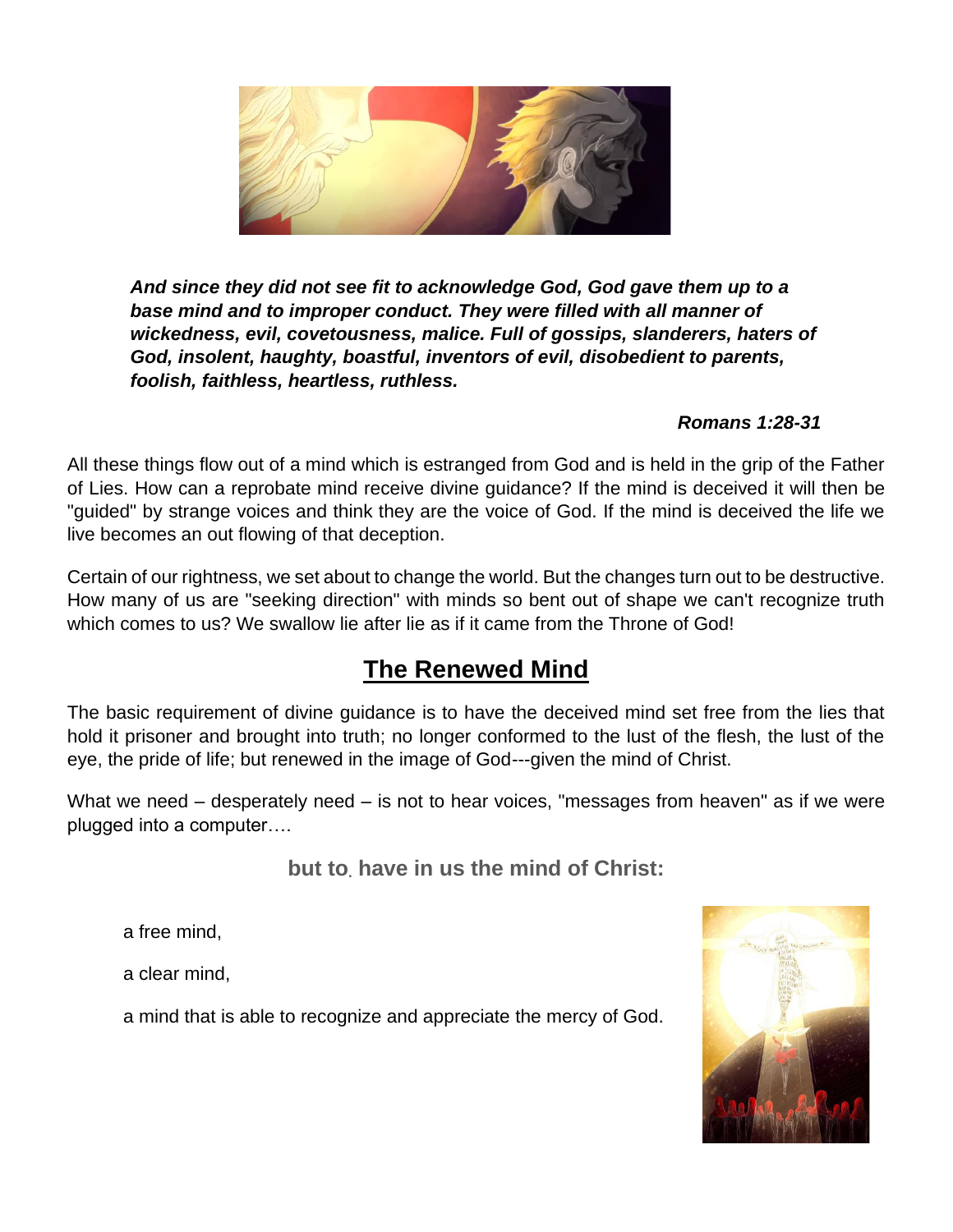***And since they did not see fit to acknowledge God, God gave them up to a base mind and to improper conduct. They were filled with all manner of wickedness, evil, covetousness, malice. Full of gossips, slanderers, haters of God, insolent, haughty, boastful, inventors of evil, disobedient to parents, foolish, faithless, heartless, ruthless.***

***Romans 1:28-31***

All these things flow out of a mind which is estranged from God and is held in the grip of the Father of Lies. How can a reprobate mind receive divine guidance? If the mind is deceived it will then be "guided" by strange voices and think they are the voice of God. If the mind is deceived the life we live becomes an out flowing of that deception.

Certain of our rightness, we set about to change the world. But the changes turn out to be destructive. How many of us are "seeking direction" with minds so bent out of shape we can't recognize truth which comes to us? We swallow lie after lie as if it came from the Throne of God!

## The Renewed Mind

The basic requirement of divine guidance is to have the deceived mind set free from the lies that hold it prisoner and brought into truth; no longer conformed to the lust of the flesh, the lust of the eye, the pride of life; but renewed in the image of God---given the mind of Christ.

What we need – desperately need – is not to hear voices, "messages from heaven" as if we were plugged into a computer….

**but to. have in us the mind of Christ:**

a free mind,

a clear mind,

a mind that is able to recognize and appreciate the mercy of God.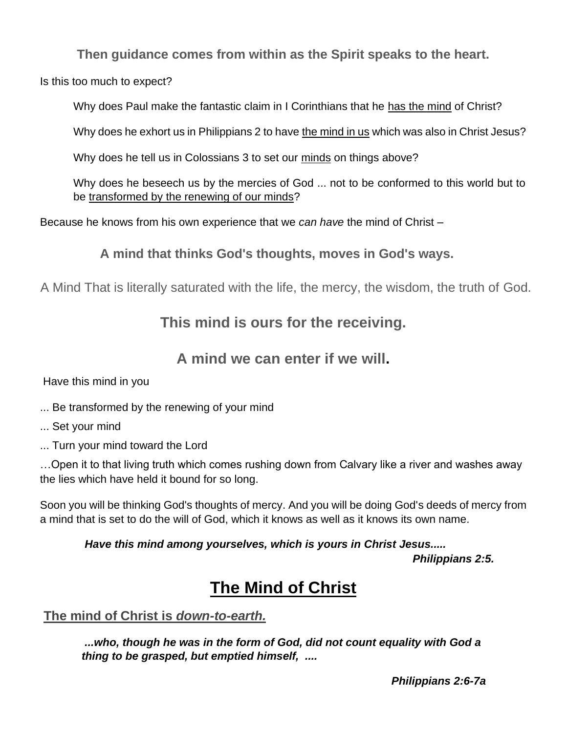**Then guidance comes from within as the Spirit speaks to the heart.**

Is this too much to expect?

Why does Paul make the fantastic claim in I Corinthians that he <u>has the mind</u> of Christ?

Why does he exhort us in Philippians 2 to have <u>the mind in us</u> which was also in Christ Jesus?

Why does he tell us in Colossians 3 to set our <u>minds</u> on things above?

Why does he beseech us by the mercies of God ... not to be conformed to this world but to be <u>transformed by the renewing of our minds</u>?

Because he knows from his own experience that we *can have* the mind of Christ –

**A mind that thinks God's thoughts, moves in God's ways.**

A Mind That is literally saturated with the life, the mercy, the wisdom, the truth of God.

**This mind is ours for the receiving.**

**A mind we can enter if we will.**

Have this mind in you

... Be transformed by the renewing of your mind

... Set your mind

... Turn your mind toward the Lord

…Open it to that living truth which comes rushing down from Calvary like a river and washes away the lies which have held it bound for so long.

Soon you will be thinking God's thoughts of mercy. And you will be doing God's deeds of mercy from a mind that is set to do the will of God, which it knows as well as it knows its own name.

***Have this mind among yourselves, which is yours in Christ Jesus.....***
***Philippians 2:5.***

# The Mind of Christ

## The mind of Christ is *down-to-earth.*

***...who, though he was in the form of God, did not count equality with God a thing to be grasped, but emptied himself, ....***

***Philippians 2:6-7a***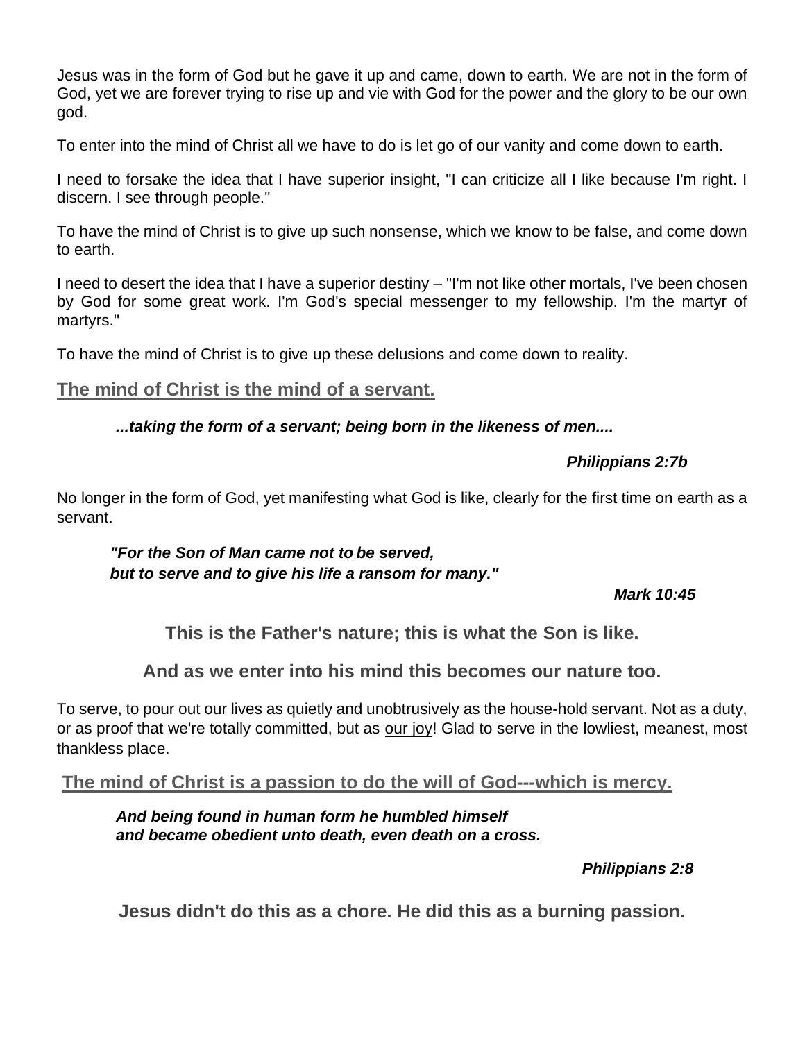Jesus was in the form of God but he gave it up and came, down to earth. We are not in the form of God, yet we are forever trying to rise up and vie with God for the power and the glory to be our own god.

To enter into the mind of Christ all we have to do is let go of our vanity and come down to earth.

I need to forsake the idea that I have superior insight, "I can criticize all I like because I'm right. I discern. I see through people."

To have the mind of Christ is to give up such nonsense, which we know to be false, and come down to earth.

I need to desert the idea that I have a superior destiny – "I'm not like other mortals, I've been chosen by God for some great work. I'm God's special messenger to my fellowship. I'm the martyr of martyrs."

To have the mind of Christ is to give up these delusions and come down to reality.

## The mind of Christ is the mind of a servant.

> ***...taking the form of a servant; being born in the likeness of men....***
>
> ***Philippians 2:7b***

No longer in the form of God, yet manifesting what God is like, clearly for the first time on earth as a servant.

> ***"For the Son of Man came not to be served,***
> ***but to serve and to give his life a ransom for many."***
>
> ***Mark 10:45***

**This is the Father's nature; this is what the Son is like.**

**And as we enter into his mind this becomes our nature too.**

To serve, to pour out our lives as quietly and unobtrusively as the house-hold servant. Not as a duty, or as proof that we're totally committed, but as our joy! Glad to serve in the lowliest, meanest, most thankless place.

## The mind of Christ is a passion to do the will of God---which is mercy.

> ***And being found in human form he humbled himself***
> ***and became obedient unto death, even death on a cross.***
>
> ***Philippians 2:8***

**Jesus didn't do this as a chore. He did this as a burning passion.**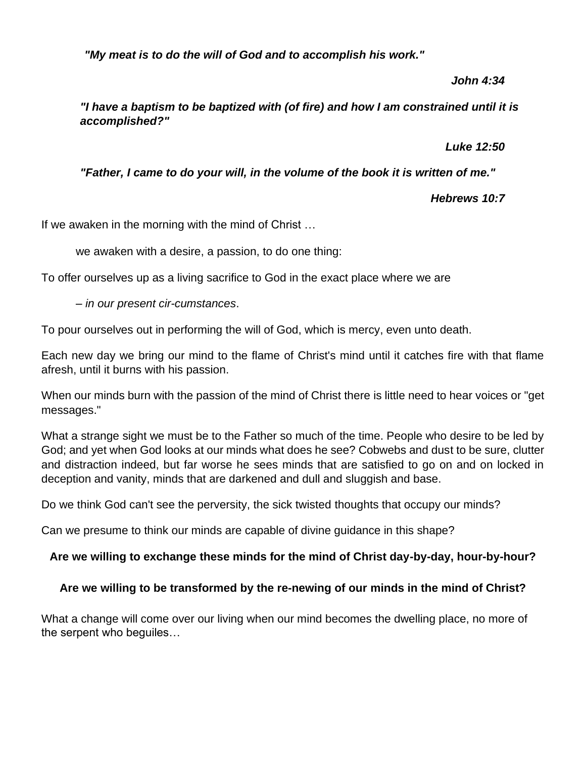*"My meat is to do the will of God and to accomplish his work."*

***John 4:34***

*"I have a baptism to be baptized with (of fire) and how I am constrained until it is accomplished?"*

***Luke 12:50***

*"Father, I came to do your will, in the volume of the book it is written of me."*

***Hebrews 10:7***

If we awaken in the morning with the mind of Christ …

we awaken with a desire, a passion, to do one thing:

To offer ourselves up as a living sacrifice to God in the exact place where we are

– *in our present cir-cumstances*.

To pour ourselves out in performing the will of God, which is mercy, even unto death.

Each new day we bring our mind to the flame of Christ's mind until it catches fire with that flame afresh, until it burns with his passion.

When our minds burn with the passion of the mind of Christ there is little need to hear voices or "get messages."

What a strange sight we must be to the Father so much of the time. People who desire to be led by God; and yet when God looks at our minds what does he see? Cobwebs and dust to be sure, clutter and distraction indeed, but far worse he sees minds that are satisfied to go on and on locked in deception and vanity, minds that are darkened and dull and sluggish and base.

Do we think God can't see the perversity, the sick twisted thoughts that occupy our minds?

Can we presume to think our minds are capable of divine guidance in this shape?

**Are we willing to exchange these minds for the mind of Christ day-by-day, hour-by-hour?**

**Are we willing to be transformed by the re-newing of our minds in the mind of Christ?**

What a change will come over our living when our mind becomes the dwelling place, no more of the serpent who beguiles…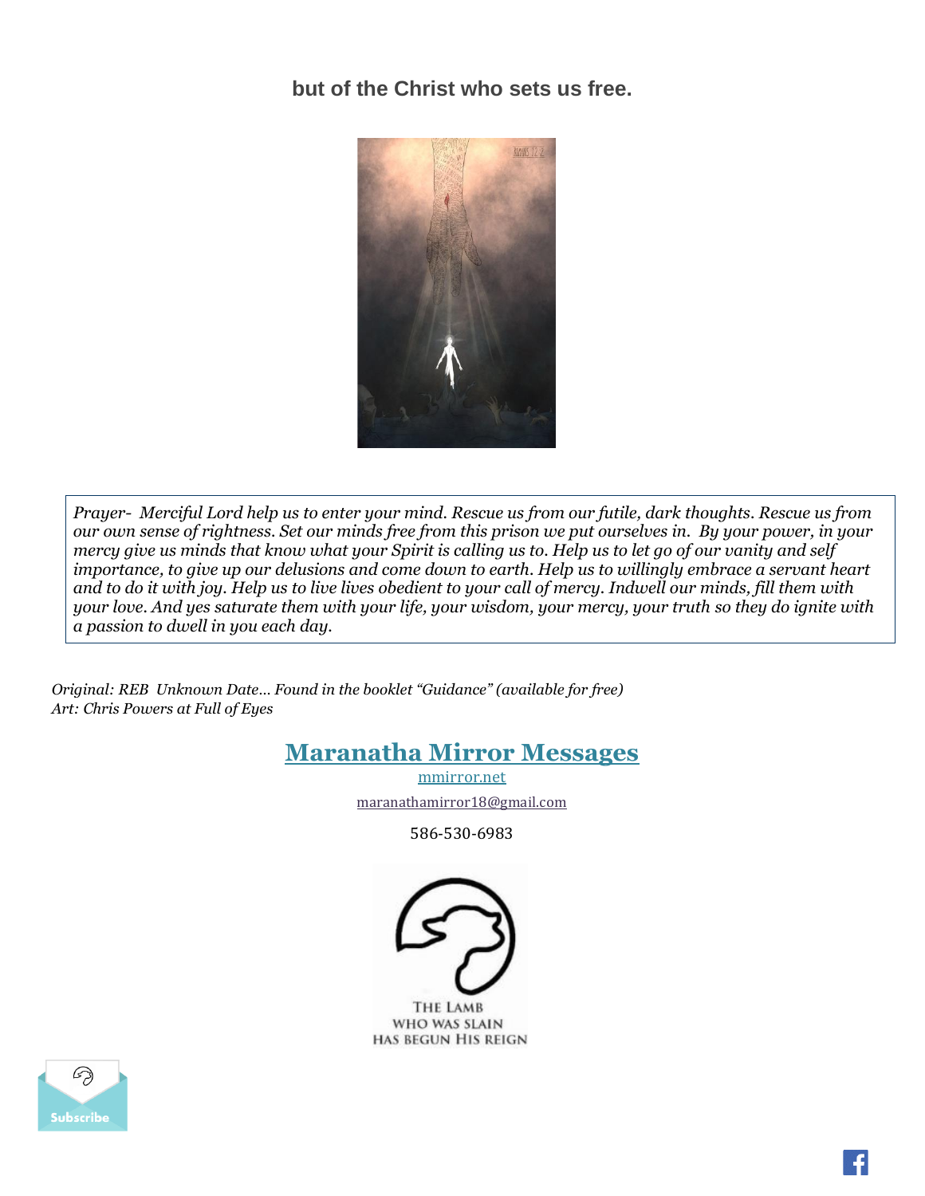**but of the Christ who sets us free.**

*Prayer- Merciful Lord help us to enter your mind. Rescue us from our futile, dark thoughts. Rescue us from our own sense of rightness. Set our minds free from this prison we put ourselves in. By your power, in your mercy give us minds that know what your Spirit is calling us to. Help us to let go of our vanity and self importance, to give up our delusions and come down to earth. Help us to willingly embrace a servant heart and to do it with joy. Help us to live lives obedient to your call of mercy. Indwell our minds, fill them with your love. And yes saturate them with your life, your wisdom, your mercy, your truth so they do ignite with a passion to dwell in you each day.*

*Original: REB Unknown Date… Found in the booklet "Guidance" (available for free)*
*Art: Chris Powers at Full of Eyes*

## Maranatha Mirror Messages

mmirror.net

maranathamirror18@gmail.com

586-530-6983

THE LAMB
WHO WAS SLAIN
HAS BEGUN HIS REIGN

Subscribe